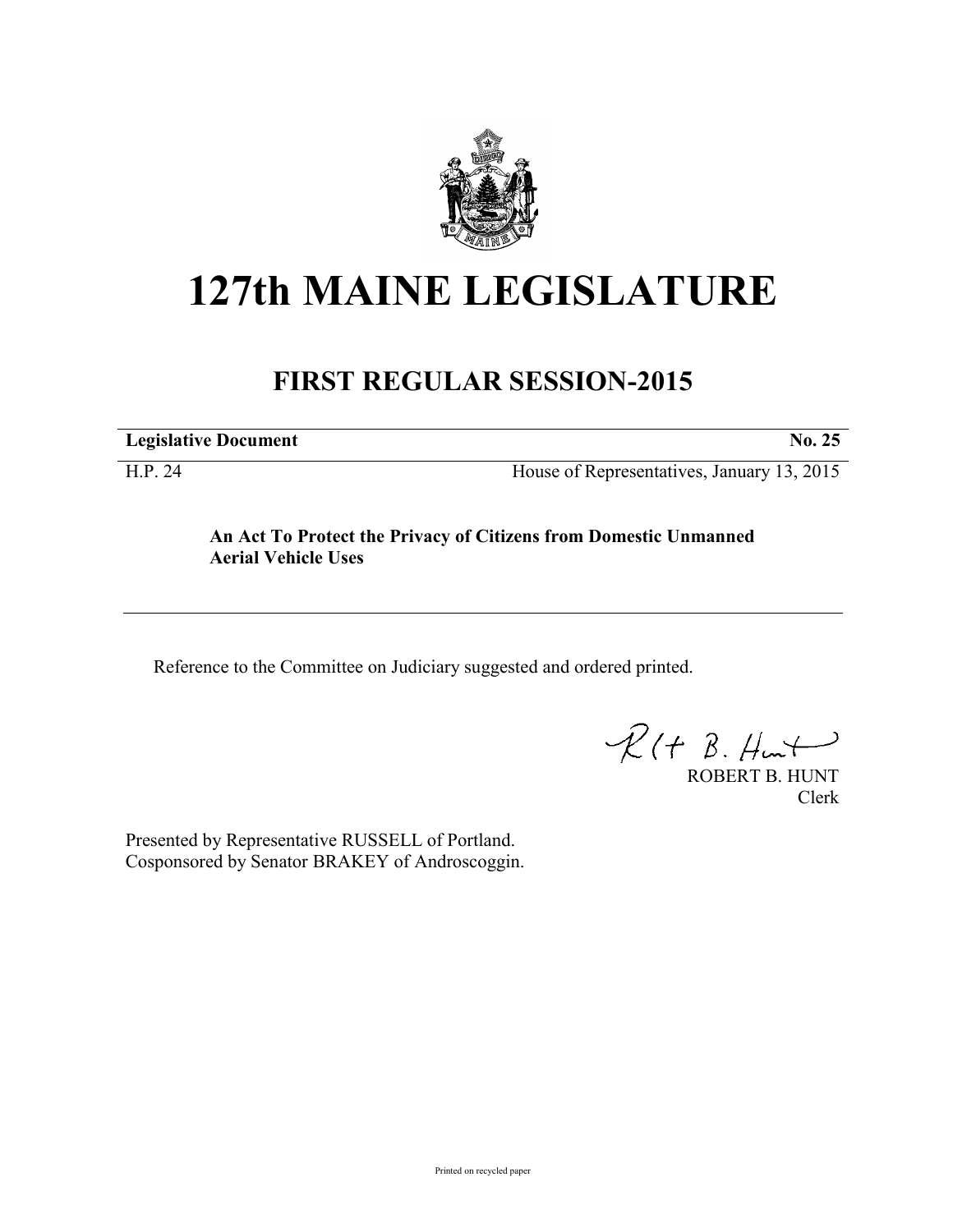# 127th MAINE LEGISLATURE

## FIRST REGULAR SESSION-2015

**Legislative Document** **No. 25**

H.P. 24 House of Representatives, January 13, 2015

**An Act To Protect the Privacy of Citizens from Domestic Unmanned Aerial Vehicle Uses**

---

Reference to the Committee on Judiciary suggested and ordered printed.

ROBERT B. HUNT
Clerk

Presented by Representative RUSSELL of Portland.
Cosponsored by Senator BRAKEY of Androscoggin.

Printed on recycled paper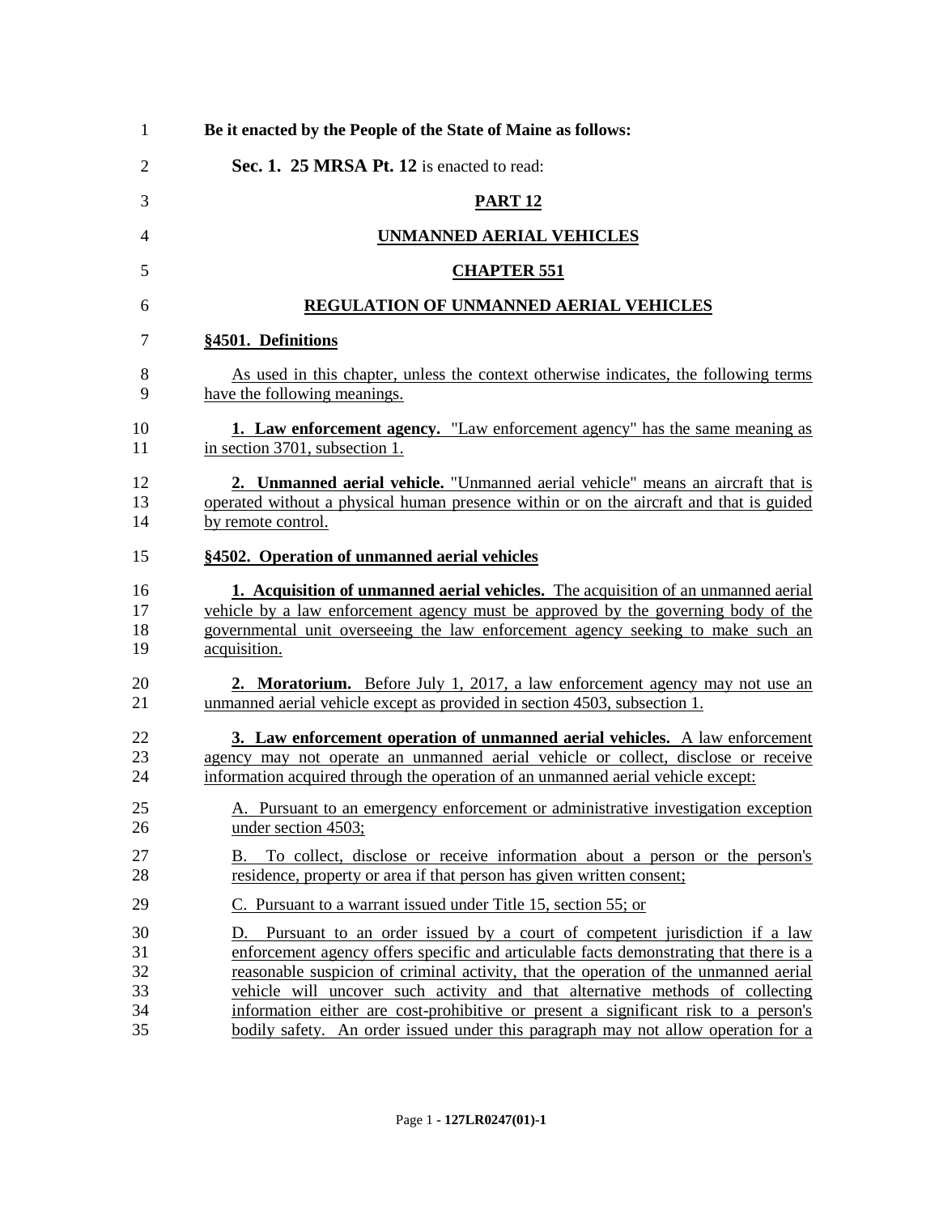**Be it enacted by the People of the State of Maine as follows:**

**Sec. 1. 25 MRSA Pt. 12** is enacted to read:

## PART 12

## UNMANNED AERIAL VEHICLES

## CHAPTER 551

## REGULATION OF UNMANNED AERIAL VEHICLES

### §4501. Definitions

As used in this chapter, unless the context otherwise indicates, the following terms have the following meanings.

**1. Law enforcement agency.** "Law enforcement agency" has the same meaning as in section 3701, subsection 1.

**2. Unmanned aerial vehicle.** "Unmanned aerial vehicle" means an aircraft that is operated without a physical human presence within or on the aircraft and that is guided by remote control.

### §4502. Operation of unmanned aerial vehicles

**1. Acquisition of unmanned aerial vehicles.** The acquisition of an unmanned aerial vehicle by a law enforcement agency must be approved by the governing body of the governmental unit overseeing the law enforcement agency seeking to make such an acquisition.

**2. Moratorium.** Before July 1, 2017, a law enforcement agency may not use an unmanned aerial vehicle except as provided in section 4503, subsection 1.

**3. Law enforcement operation of unmanned aerial vehicles.** A law enforcement agency may not operate an unmanned aerial vehicle or collect, disclose or receive information acquired through the operation of an unmanned aerial vehicle except:

A. Pursuant to an emergency enforcement or administrative investigation exception under section 4503;

B. To collect, disclose or receive information about a person or the person's residence, property or area if that person has given written consent;

C. Pursuant to a warrant issued under Title 15, section 55; or

D. Pursuant to an order issued by a court of competent jurisdiction if a law enforcement agency offers specific and articulable facts demonstrating that there is a reasonable suspicion of criminal activity, that the operation of the unmanned aerial vehicle will uncover such activity and that alternative methods of collecting information either are cost-prohibitive or present a significant risk to a person's bodily safety. An order issued under this paragraph may not allow operation for a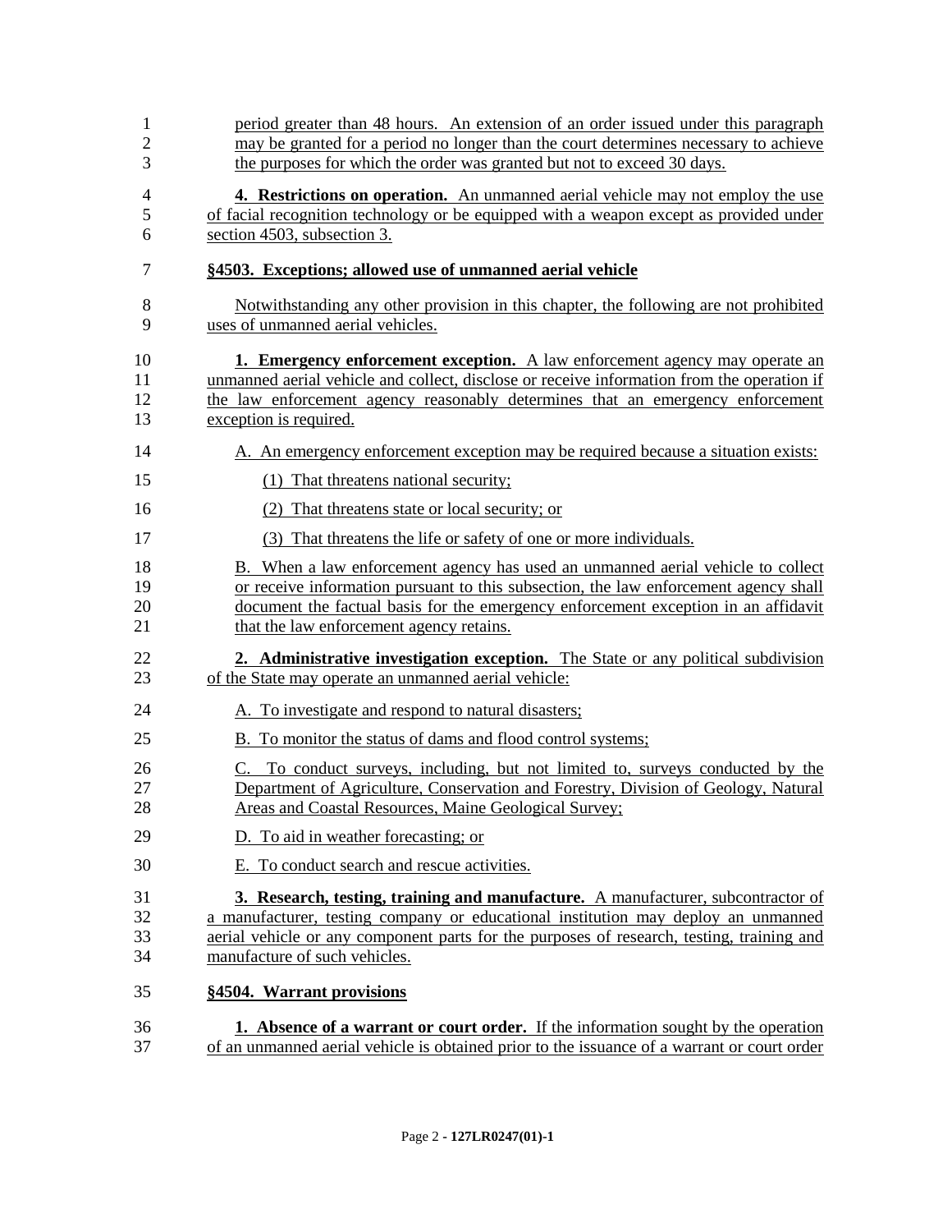period greater than 48 hours. An extension of an order issued under this paragraph may be granted for a period no longer than the court determines necessary to achieve the purposes for which the order was granted but not to exceed 30 days.

**4. Restrictions on operation.** An unmanned aerial vehicle may not employ the use of facial recognition technology or be equipped with a weapon except as provided under section 4503, subsection 3.

**§4503. Exceptions; allowed use of unmanned aerial vehicle**

Notwithstanding any other provision in this chapter, the following are not prohibited uses of unmanned aerial vehicles.

**1. Emergency enforcement exception.** A law enforcement agency may operate an unmanned aerial vehicle and collect, disclose or receive information from the operation if the law enforcement agency reasonably determines that an emergency enforcement exception is required.

A. An emergency enforcement exception may be required because a situation exists:

(1) That threatens national security;

(2) That threatens state or local security; or

(3) That threatens the life or safety of one or more individuals.

B. When a law enforcement agency has used an unmanned aerial vehicle to collect or receive information pursuant to this subsection, the law enforcement agency shall document the factual basis for the emergency enforcement exception in an affidavit that the law enforcement agency retains.

**2. Administrative investigation exception.** The State or any political subdivision of the State may operate an unmanned aerial vehicle:

A. To investigate and respond to natural disasters;

B. To monitor the status of dams and flood control systems;

C. To conduct surveys, including, but not limited to, surveys conducted by the Department of Agriculture, Conservation and Forestry, Division of Geology, Natural Areas and Coastal Resources, Maine Geological Survey;

D. To aid in weather forecasting; or

E. To conduct search and rescue activities.

**3. Research, testing, training and manufacture.** A manufacturer, subcontractor of a manufacturer, testing company or educational institution may deploy an unmanned aerial vehicle or any component parts for the purposes of research, testing, training and manufacture of such vehicles.

**§4504. Warrant provisions**

**1. Absence of a warrant or court order.** If the information sought by the operation of an unmanned aerial vehicle is obtained prior to the issuance of a warrant or court order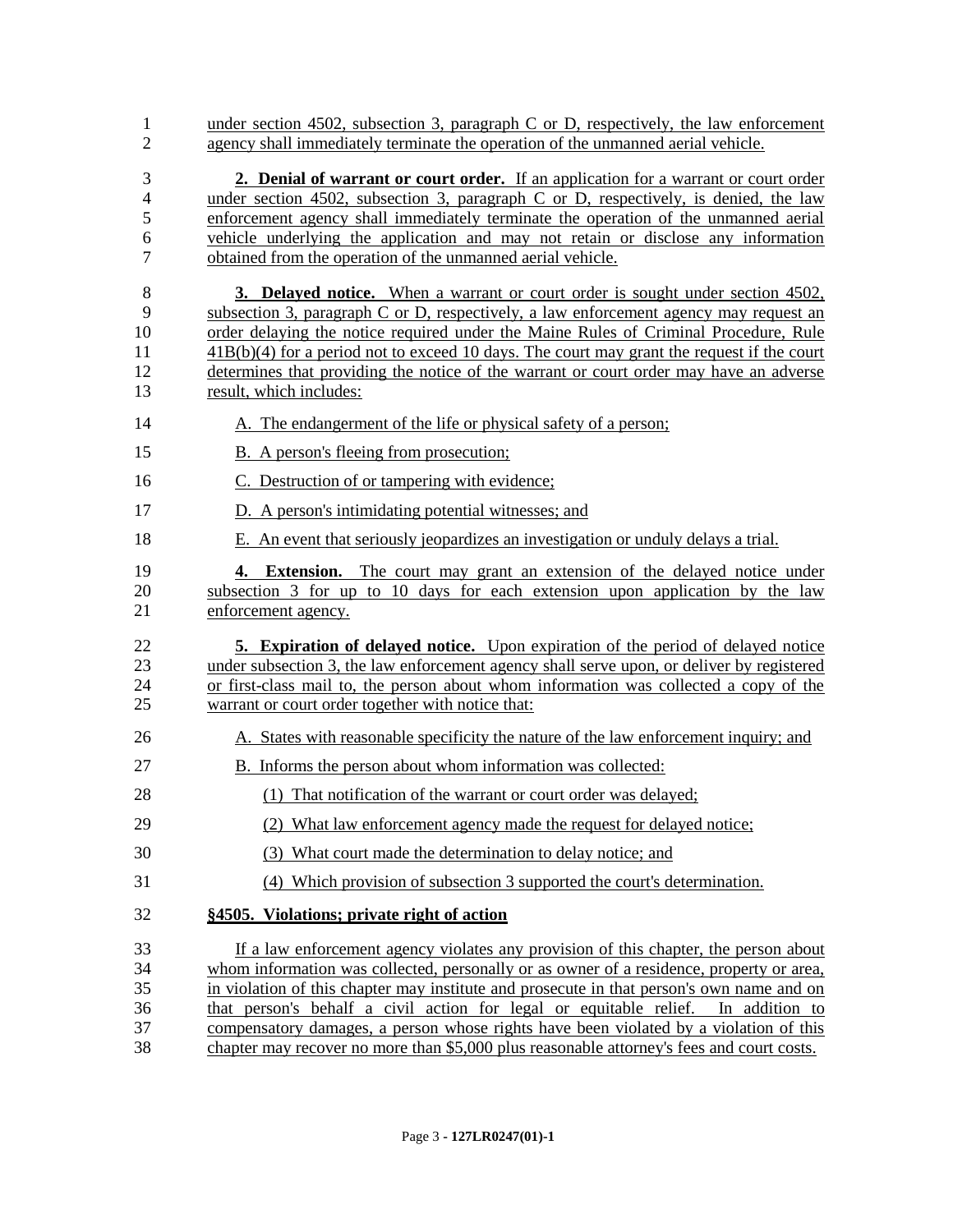under section 4502, subsection 3, paragraph C or D, respectively, the law enforcement agency shall immediately terminate the operation of the unmanned aerial vehicle.

**2. Denial of warrant or court order.** If an application for a warrant or court order under section 4502, subsection 3, paragraph C or D, respectively, is denied, the law enforcement agency shall immediately terminate the operation of the unmanned aerial vehicle underlying the application and may not retain or disclose any information obtained from the operation of the unmanned aerial vehicle.

**3. Delayed notice.** When a warrant or court order is sought under section 4502, subsection 3, paragraph C or D, respectively, a law enforcement agency may request an order delaying the notice required under the Maine Rules of Criminal Procedure, Rule 41B(b)(4) for a period not to exceed 10 days. The court may grant the request if the court determines that providing the notice of the warrant or court order may have an adverse result, which includes:

A. The endangerment of the life or physical safety of a person;

B. A person's fleeing from prosecution;

C. Destruction of or tampering with evidence;

D. A person's intimidating potential witnesses; and

E. An event that seriously jeopardizes an investigation or unduly delays a trial.

**4. Extension.** The court may grant an extension of the delayed notice under subsection 3 for up to 10 days for each extension upon application by the law enforcement agency.

**5. Expiration of delayed notice.** Upon expiration of the period of delayed notice under subsection 3, the law enforcement agency shall serve upon, or deliver by registered or first-class mail to, the person about whom information was collected a copy of the warrant or court order together with notice that:

A. States with reasonable specificity the nature of the law enforcement inquiry; and

B. Informs the person about whom information was collected:

(1) That notification of the warrant or court order was delayed;

(2) What law enforcement agency made the request for delayed notice;

(3) What court made the determination to delay notice; and

(4) Which provision of subsection 3 supported the court's determination.

**§4505. Violations; private right of action**

If a law enforcement agency violates any provision of this chapter, the person about whom information was collected, personally or as owner of a residence, property or area, in violation of this chapter may institute and prosecute in that person's own name and on that person's behalf a civil action for legal or equitable relief. In addition to compensatory damages, a person whose rights have been violated by a violation of this chapter may recover no more than $5,000 plus reasonable attorney's fees and court costs.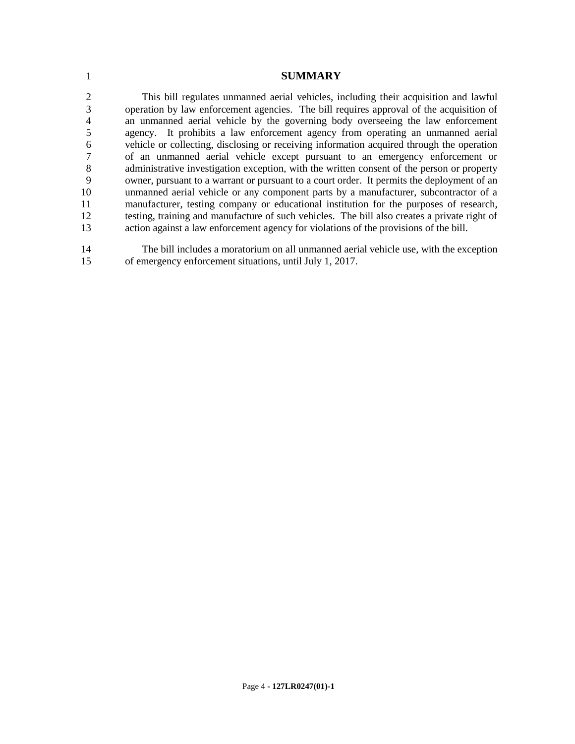## SUMMARY

This bill regulates unmanned aerial vehicles, including their acquisition and lawful operation by law enforcement agencies. The bill requires approval of the acquisition of an unmanned aerial vehicle by the governing body overseeing the law enforcement agency. It prohibits a law enforcement agency from operating an unmanned aerial vehicle or collecting, disclosing or receiving information acquired through the operation of an unmanned aerial vehicle except pursuant to an emergency enforcement or administrative investigation exception, with the written consent of the person or property owner, pursuant to a warrant or pursuant to a court order. It permits the deployment of an unmanned aerial vehicle or any component parts by a manufacturer, subcontractor of a manufacturer, testing company or educational institution for the purposes of research, testing, training and manufacture of such vehicles. The bill also creates a private right of action against a law enforcement agency for violations of the provisions of the bill.

The bill includes a moratorium on all unmanned aerial vehicle use, with the exception of emergency enforcement situations, until July 1, 2017.